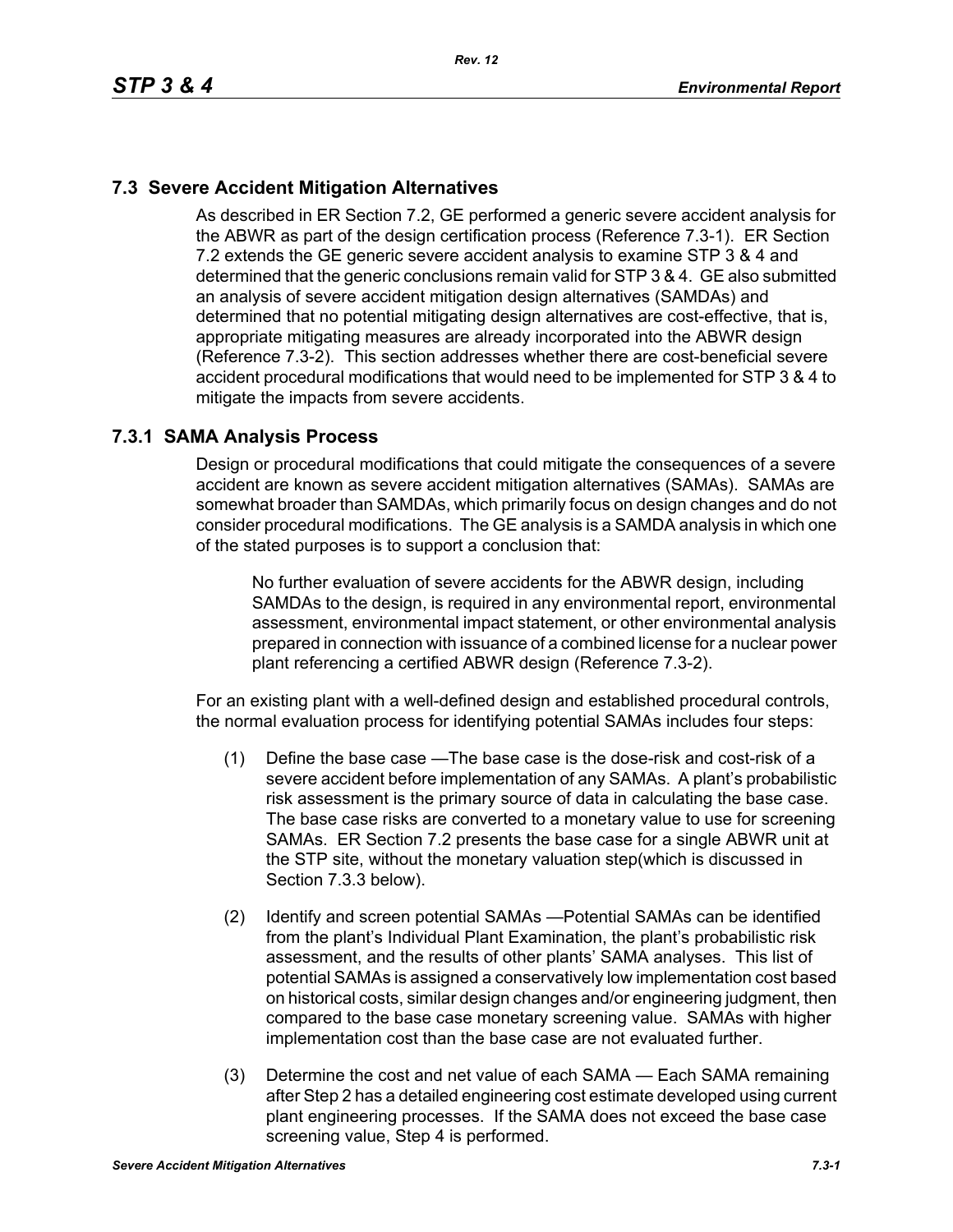## 7.3 Severe Accident Mitigation Alternatives

As described in ER Section 7.2, GE performed a generic severe accident analysis for the ABWR as part of the design certification process (Reference 7.3-1). ER Section 7.2 extends the GE generic severe accident analysis to examine STP 3 & 4 and determined that the generic conclusions remain valid for STP 3 & 4. GE also submitted an analysis of severe accident mitigation design alternatives (SAMDAs) and determined that no potential mitigating design alternatives are cost-effective, that is, appropriate mitigating measures are already incorporated into the ABWR design (Reference 7.3-2). This section addresses whether there are cost-beneficial severe accident procedural modifications that would need to be implemented for STP 3 & 4 to mitigate the impacts from severe accidents.

### 7.3.1 SAMA Analysis Process

Design or procedural modifications that could mitigate the consequences of a severe accident are known as severe accident mitigation alternatives (SAMAs). SAMAs are somewhat broader than SAMDAs, which primarily focus on design changes and do not consider procedural modifications. The GE analysis is a SAMDA analysis in which one of the stated purposes is to support a conclusion that:

> No further evaluation of severe accidents for the ABWR design, including SAMDAs to the design, is required in any environmental report, environmental assessment, environmental impact statement, or other environmental analysis prepared in connection with issuance of a combined license for a nuclear power plant referencing a certified ABWR design (Reference 7.3-2).

For an existing plant with a well-defined design and established procedural controls, the normal evaluation process for identifying potential SAMAs includes four steps:

(1) Define the base case —The base case is the dose-risk and cost-risk of a severe accident before implementation of any SAMAs. A plant's probabilistic risk assessment is the primary source of data in calculating the base case. The base case risks are converted to a monetary value to use for screening SAMAs. ER Section 7.2 presents the base case for a single ABWR unit at the STP site, without the monetary valuation step(which is discussed in Section 7.3.3 below).

(2) Identify and screen potential SAMAs —Potential SAMAs can be identified from the plant's Individual Plant Examination, the plant's probabilistic risk assessment, and the results of other plants' SAMA analyses. This list of potential SAMAs is assigned a conservatively low implementation cost based on historical costs, similar design changes and/or engineering judgment, then compared to the base case monetary screening value. SAMAs with higher implementation cost than the base case are not evaluated further.

(3) Determine the cost and net value of each SAMA — Each SAMA remaining after Step 2 has a detailed engineering cost estimate developed using current plant engineering processes. If the SAMA does not exceed the base case screening value, Step 4 is performed.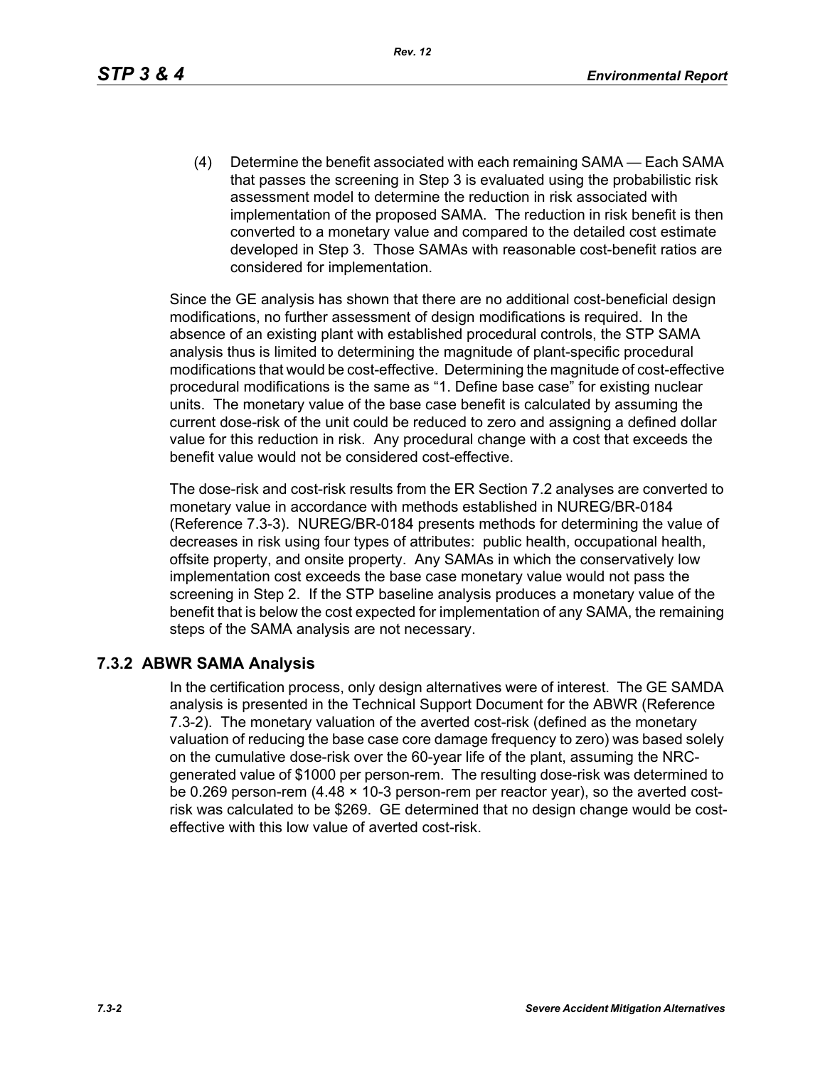(4) Determine the benefit associated with each remaining SAMA — Each SAMA that passes the screening in Step 3 is evaluated using the probabilistic risk assessment model to determine the reduction in risk associated with implementation of the proposed SAMA. The reduction in risk benefit is then converted to a monetary value and compared to the detailed cost estimate developed in Step 3. Those SAMAs with reasonable cost-benefit ratios are considered for implementation.

Since the GE analysis has shown that there are no additional cost-beneficial design modifications, no further assessment of design modifications is required. In the absence of an existing plant with established procedural controls, the STP SAMA analysis thus is limited to determining the magnitude of plant-specific procedural modifications that would be cost-effective. Determining the magnitude of cost-effective procedural modifications is the same as "1. Define base case" for existing nuclear units. The monetary value of the base case benefit is calculated by assuming the current dose-risk of the unit could be reduced to zero and assigning a defined dollar value for this reduction in risk. Any procedural change with a cost that exceeds the benefit value would not be considered cost-effective.

The dose-risk and cost-risk results from the ER Section 7.2 analyses are converted to monetary value in accordance with methods established in NUREG/BR-0184 (Reference 7.3-3). NUREG/BR-0184 presents methods for determining the value of decreases in risk using four types of attributes: public health, occupational health, offsite property, and onsite property. Any SAMAs in which the conservatively low implementation cost exceeds the base case monetary value would not pass the screening in Step 2. If the STP baseline analysis produces a monetary value of the benefit that is below the cost expected for implementation of any SAMA, the remaining steps of the SAMA analysis are not necessary.

## 7.3.2 ABWR SAMA Analysis

In the certification process, only design alternatives were of interest. The GE SAMDA analysis is presented in the Technical Support Document for the ABWR (Reference 7.3-2). The monetary valuation of the averted cost-risk (defined as the monetary valuation of reducing the base case core damage frequency to zero) was based solely on the cumulative dose-risk over the 60-year life of the plant, assuming the NRC-generated value of $1000 per person-rem. The resulting dose-risk was determined to be 0.269 person-rem ($4.48 \times 10^{-3}$ person-rem per reactor year), so the averted cost-risk was calculated to be $269. GE determined that no design change would be cost-effective with this low value of averted cost-risk.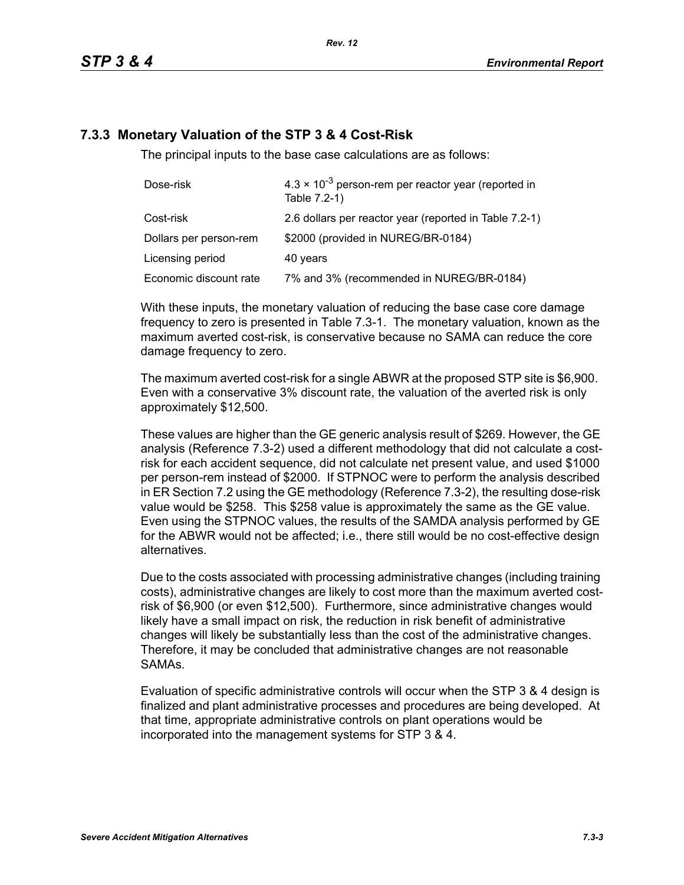### 7.3.3 Monetary Valuation of the STP 3 & 4 Cost-Risk

The principal inputs to the base case calculations are as follows:

| | |
|---|---|
| Dose-risk | $4.3 \times 10^{-3}$ person-rem per reactor year (reported in Table 7.2-1) |
| Cost-risk | 2.6 dollars per reactor year (reported in Table 7.2-1) |
| Dollars per person-rem | $2000 (provided in NUREG/BR-0184) |
| Licensing period | 40 years |
| Economic discount rate | 7% and 3% (recommended in NUREG/BR-0184) |

With these inputs, the monetary valuation of reducing the base case core damage frequency to zero is presented in Table 7.3-1. The monetary valuation, known as the maximum averted cost-risk, is conservative because no SAMA can reduce the core damage frequency to zero.

The maximum averted cost-risk for a single ABWR at the proposed STP site is $6,900. Even with a conservative 3% discount rate, the valuation of the averted risk is only approximately $12,500.

These values are higher than the GE generic analysis result of $269. However, the GE analysis (Reference 7.3-2) used a different methodology that did not calculate a cost-risk for each accident sequence, did not calculate net present value, and used $1000 per person-rem instead of $2000. If STPNOC were to perform the analysis described in ER Section 7.2 using the GE methodology (Reference 7.3-2), the resulting dose-risk value would be $258. This $258 value is approximately the same as the GE value. Even using the STPNOC values, the results of the SAMDA analysis performed by GE for the ABWR would not be affected; i.e., there still would be no cost-effective design alternatives.

Due to the costs associated with processing administrative changes (including training costs), administrative changes are likely to cost more than the maximum averted cost-risk of $6,900 (or even $12,500). Furthermore, since administrative changes would likely have a small impact on risk, the reduction in risk benefit of administrative changes will likely be substantially less than the cost of the administrative changes. Therefore, it may be concluded that administrative changes are not reasonable SAMAs.

Evaluation of specific administrative controls will occur when the STP 3 & 4 design is finalized and plant administrative processes and procedures are being developed. At that time, appropriate administrative controls on plant operations would be incorporated into the management systems for STP 3 & 4.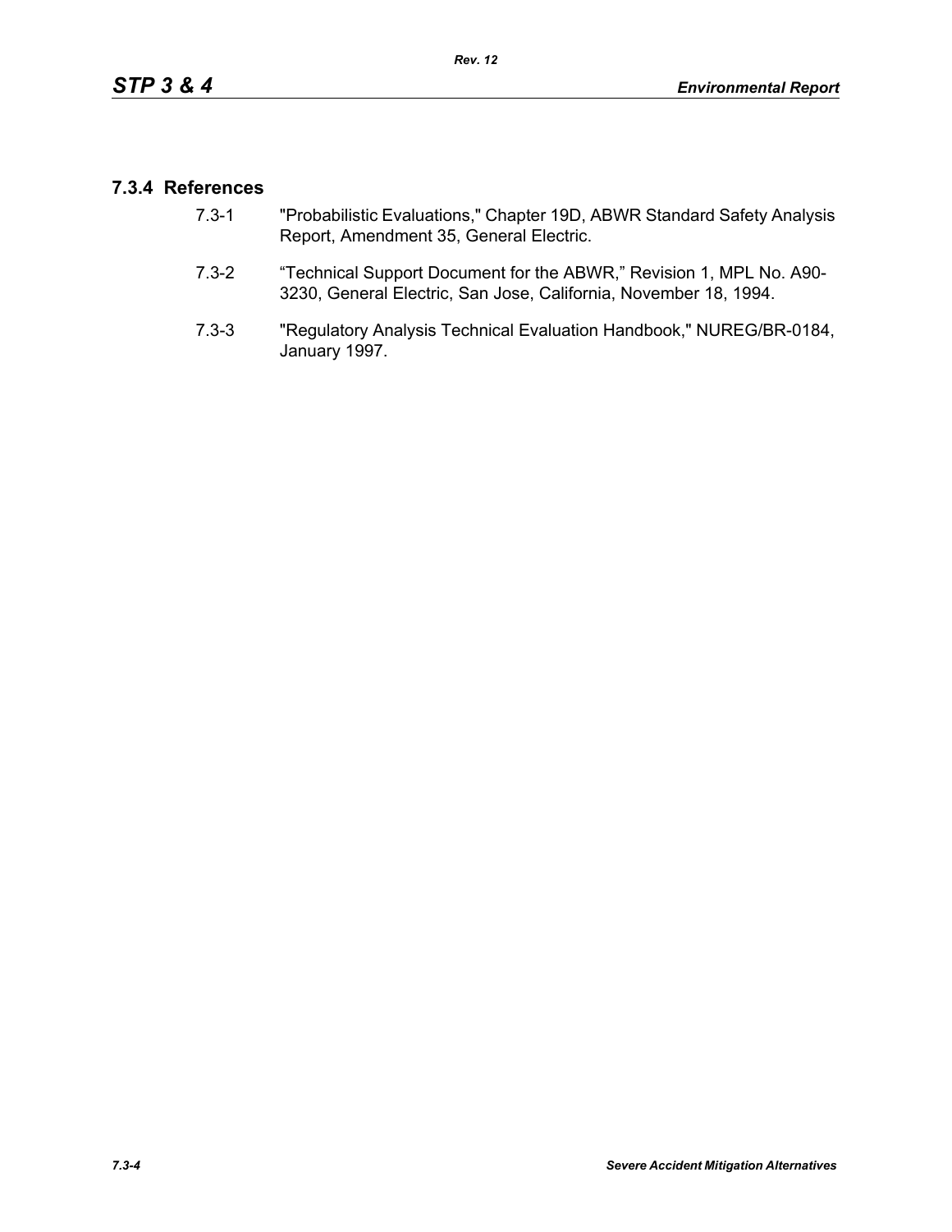### 7.3.4 References

7.3-1 "Probabilistic Evaluations," Chapter 19D, ABWR Standard Safety Analysis Report, Amendment 35, General Electric.

7.3-2 “Technical Support Document for the ABWR,” Revision 1, MPL No. A90-3230, General Electric, San Jose, California, November 18, 1994.

7.3-3 "Regulatory Analysis Technical Evaluation Handbook," NUREG/BR-0184, January 1997.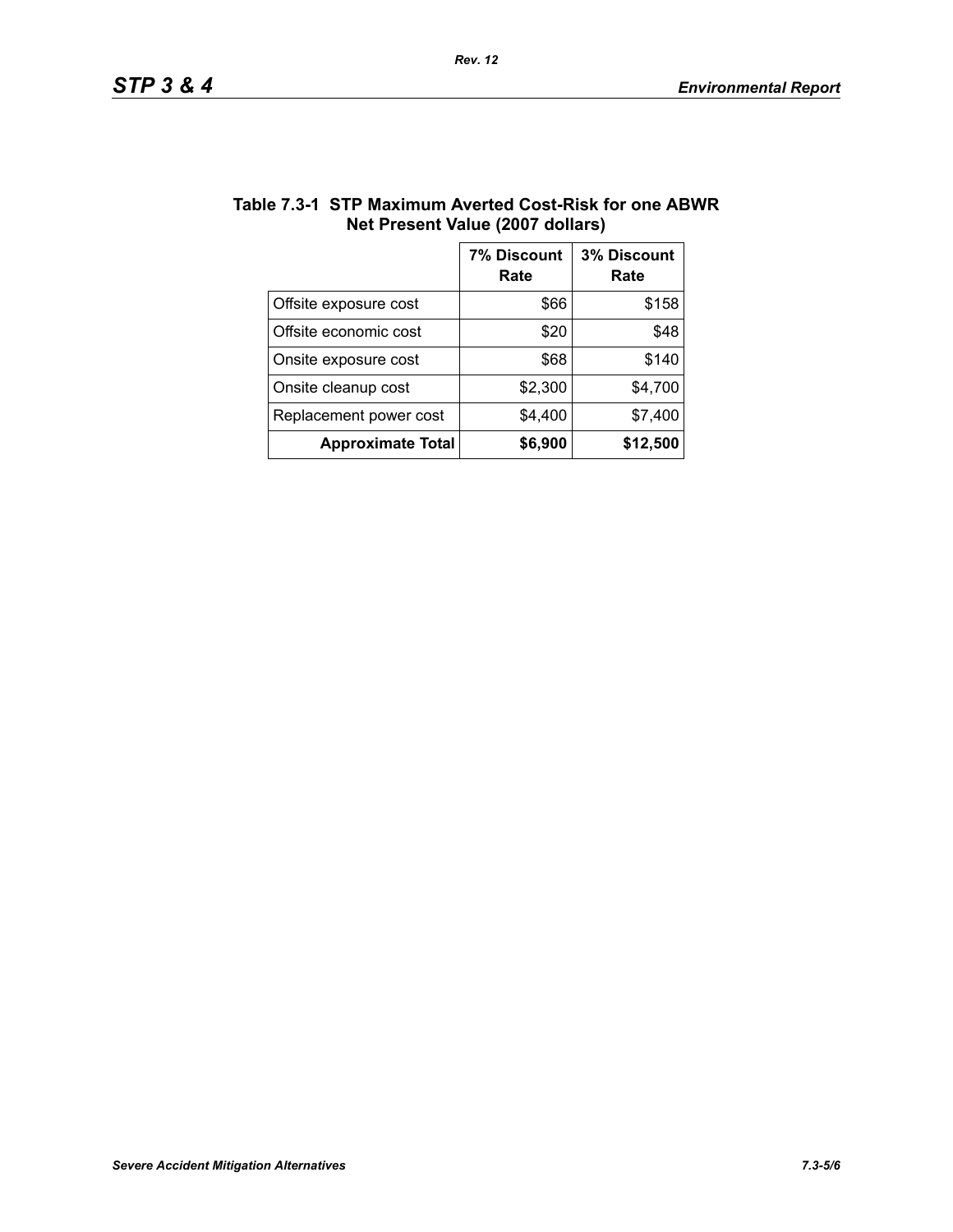**Table 7.3-1 STP Maximum Averted Cost-Risk for one ABWR Net Present Value (2007 dollars)**

| | 7% Discount Rate | 3% Discount Rate |
|---|---|---|
| Offsite exposure cost | \$66 | \$158 |
| Offsite economic cost | \$20 | \$48 |
| Onsite exposure cost | \$68 | \$140 |
| Onsite cleanup cost | \$2,300 | \$4,700 |
| Replacement power cost | \$4,400 | \$7,400 |
| **Approximate Total** | **\$6,900** | **\$12,500** |